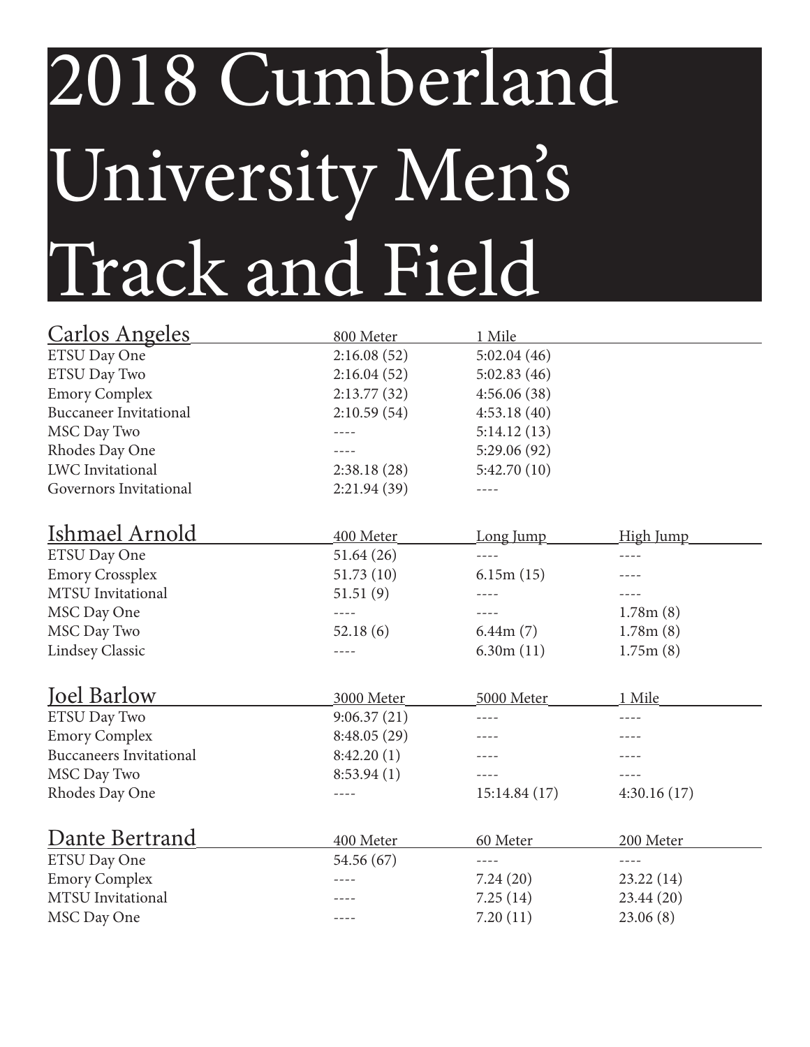# 2018 Cumberland University Men's Track and Field

| Carlos Angeles | 800 Meter | 1 Mile |
|---|---|---|
| ETSU Day One | 2:16.08 (52) | 5:02.04 (46) |
| ETSU Day Two | 2:16.04 (52) | 5:02.83 (46) |
| Emory Complex | 2:13.77 (32) | 4:56.06 (38) |
| Buccaneer Invitational | 2:10.59 (54) | 4:53.18 (40) |
| MSC Day Two | ---- | 5:14.12 (13) |
| Rhodes Day One | ---- | 5:29.06 (92) |
| LWC Invitational | 2:38.18 (28) | 5:42.70 (10) |
| Governors Invitational | 2:21.94 (39) | ---- |

| Ishmael Arnold | 400 Meter | Long Jump | High Jump |
|---|---|---|---|
| ETSU Day One | 51.64 (26) | ---- | ---- |
| Emory Crossplex | 51.73 (10) | 6.15m (15) | ---- |
| MTSU Invitational | 51.51 (9) | ---- | ---- |
| MSC Day One | ---- | ---- | 1.78m (8) |
| MSC Day Two | 52.18 (6) | 6.44m (7) | 1.78m (8) |
| Lindsey Classic | ---- | 6.30m (11) | 1.75m (8) |

| Joel Barlow | 3000 Meter | 5000 Meter | 1 Mile |
|---|---|---|---|
| ETSU Day Two | 9:06.37 (21) | ---- | ---- |
| Emory Complex | 8:48.05 (29) | ---- | ---- |
| Buccaneers Invitational | 8:42.20 (1) | ---- | ---- |
| MSC Day Two | 8:53.94 (1) | ---- | ---- |
| Rhodes Day One | ---- | 15:14.84 (17) | 4:30.16 (17) |

| Dante Bertrand | 400 Meter | 60 Meter | 200 Meter |
|---|---|---|---|
| ETSU Day One | 54.56 (67) | ---- | ---- |
| Emory Complex | ---- | 7.24 (20) | 23.22 (14) |
| MTSU Invitational | ---- | 7.25 (14) | 23.44 (20) |
| MSC Day One | ---- | 7.20 (11) | 23.06 (8) |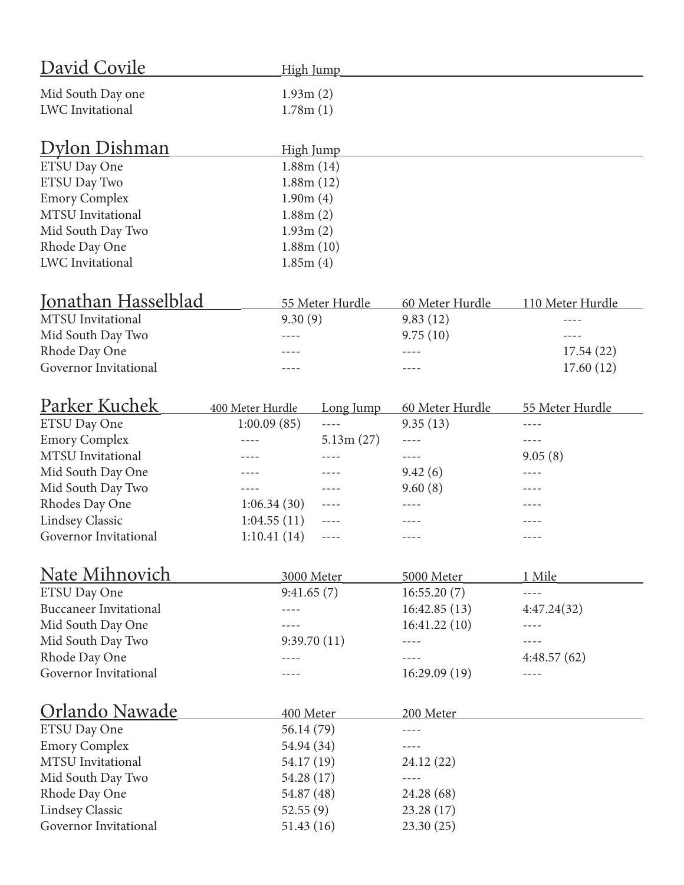## David Covile

| | High Jump |
|---|---|
| Mid South Day one | 1.93m (2) |
| LWC Invitational | 1.78m (1) |

## Dylon Dishman

| | High Jump |
|---|---|
| ETSU Day One | 1.88m (14) |
| ETSU Day Two | 1.88m (12) |
| Emory Complex | 1.90m (4) |
| MTSU Invitational | 1.88m (2) |
| Mid South Day Two | 1.93m (2) |
| Rhode Day One | 1.88m (10) |
| LWC Invitational | 1.85m (4) |

## Jonathan Hasselblad

| | 55 Meter Hurdle | 60 Meter Hurdle | 110 Meter Hurdle |
|---|---|---|---|
| MTSU Invitational | 9.30 (9) | 9.83 (12) | ---- |
| Mid South Day Two | ---- | 9.75 (10) | ---- |
| Rhode Day One | ---- | ---- | 17.54 (22) |
| Governor Invitational | ---- | ---- | 17.60 (12) |

## Parker Kuchek

| | 400 Meter Hurdle | Long Jump | 60 Meter Hurdle | 55 Meter Hurdle |
|---|---|---|---|---|
| ETSU Day One | 1:00.09 (85) | ---- | 9.35 (13) | ---- |
| Emory Complex | ---- | 5.13m (27) | ---- | ---- |
| MTSU Invitational | ---- | ---- | ---- | 9.05 (8) |
| Mid South Day One | ---- | ---- | 9.42 (6) | ---- |
| Mid South Day Two | ---- | ---- | 9.60 (8) | ---- |
| Rhodes Day One | 1:06.34 (30) | ---- | ---- | ---- |
| Lindsey Classic | 1:04.55 (11) | ---- | ---- | ---- |
| Governor Invitational | 1:10.41 (14) | ---- | ---- | ---- |

## Nate Mihnovich

| | 3000 Meter | 5000 Meter | 1 Mile |
|---|---|---|---|
| ETSU Day One | 9:41.65 (7) | 16:55.20 (7) | ---- |
| Buccaneer Invitational | ---- | 16:42.85 (13) | 4:47.24(32) |
| Mid South Day One | ---- | 16:41.22 (10) | ---- |
| Mid South Day Two | 9:39.70 (11) | ---- | ---- |
| Rhode Day One | ---- | ---- | 4:48.57 (62) |
| Governor Invitational | ---- | 16:29.09 (19) | ---- |

## Orlando Nawade

| | 400 Meter | 200 Meter |
|---|---|---|
| ETSU Day One | 56.14 (79) | ---- |
| Emory Complex | 54.94 (34) | ---- |
| MTSU Invitational | 54.17 (19) | 24.12 (22) |
| Mid South Day Two | 54.28 (17) | ---- |
| Rhode Day One | 54.87 (48) | 24.28 (68) |
| Lindsey Classic | 52.55 (9) | 23.28 (17) |
| Governor Invitational | 51.43 (16) | 23.30 (25) |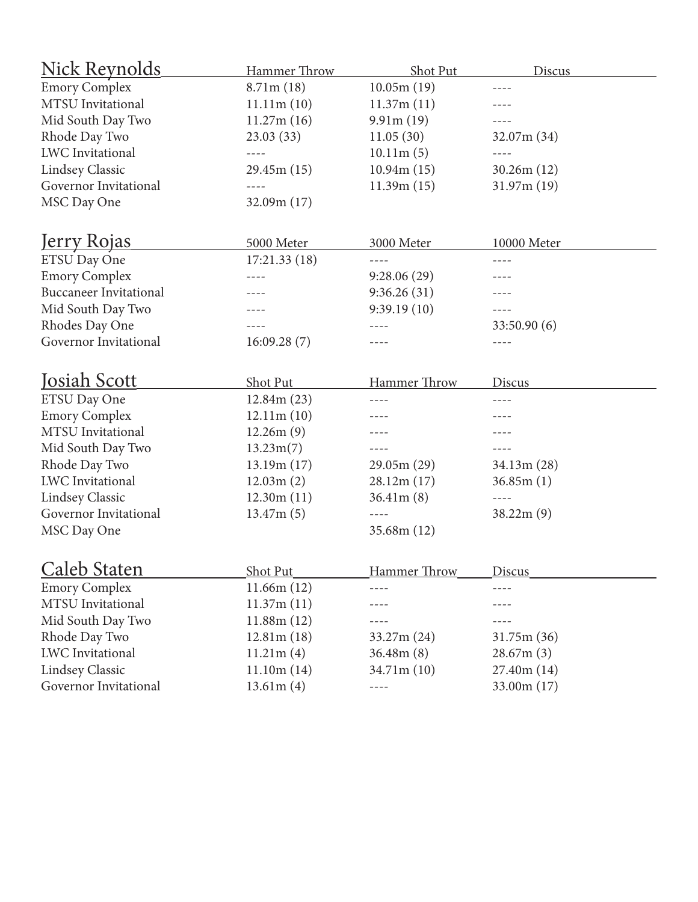| Nick Reynolds | Hammer Throw | Shot Put | Discus |
| --- | --- | --- | --- |
| Emory Complex | 8.71m (18) | 10.05m (19) | ---- |
| MTSU Invitational | 11.11m (10) | 11.37m (11) | ---- |
| Mid South Day Two | 11.27m (16) | 9.91m (19) | ---- |
| Rhode Day Two | 23.03 (33) | 11.05 (30) | 32.07m (34) |
| LWC Invitational | ---- | 10.11m (5) | ---- |
| Lindsey Classic | 29.45m (15) | 10.94m (15) | 30.26m (12) |
| Governor Invitational | ---- | 11.39m (15) | 31.97m (19) |
| MSC Day One | 32.09m (17) | | |

| Jerry Rojas | 5000 Meter | 3000 Meter | 10000 Meter |
| --- | --- | --- | --- |
| ETSU Day One | 17:21.33 (18) | ---- | ---- |
| Emory Complex | ---- | 9:28.06 (29) | ---- |
| Buccaneer Invitational | ---- | 9:36.26 (31) | ---- |
| Mid South Day Two | ---- | 9:39.19 (10) | ---- |
| Rhodes Day One | ---- | ---- | 33:50.90 (6) |
| Governor Invitational | 16:09.28 (7) | ---- | ---- |

| Josiah Scott | Shot Put | Hammer Throw | Discus |
| --- | --- | --- | --- |
| ETSU Day One | 12.84m (23) | ---- | ---- |
| Emory Complex | 12.11m (10) | ---- | ---- |
| MTSU Invitational | 12.26m (9) | ---- | ---- |
| Mid South Day Two | 13.23m(7) | ---- | ---- |
| Rhode Day Two | 13.19m (17) | 29.05m (29) | 34.13m (28) |
| LWC Invitational | 12.03m (2) | 28.12m (17) | 36.85m (1) |
| Lindsey Classic | 12.30m (11) | 36.41m (8) | ---- |
| Governor Invitational | 13.47m (5) | ---- | 38.22m (9) |
| MSC Day One | | 35.68m (12) | |

| Caleb Staten | Shot Put | Hammer Throw | Discus |
| --- | --- | --- | --- |
| Emory Complex | 11.66m (12) | ---- | ---- |
| MTSU Invitational | 11.37m (11) | ---- | ---- |
| Mid South Day Two | 11.88m (12) | ---- | ---- |
| Rhode Day Two | 12.81m (18) | 33.27m (24) | 31.75m (36) |
| LWC Invitational | 11.21m (4) | 36.48m (8) | 28.67m (3) |
| Lindsey Classic | 11.10m (14) | 34.71m (10) | 27.40m (14) |
| Governor Invitational | 13.61m (4) | ---- | 33.00m (17) |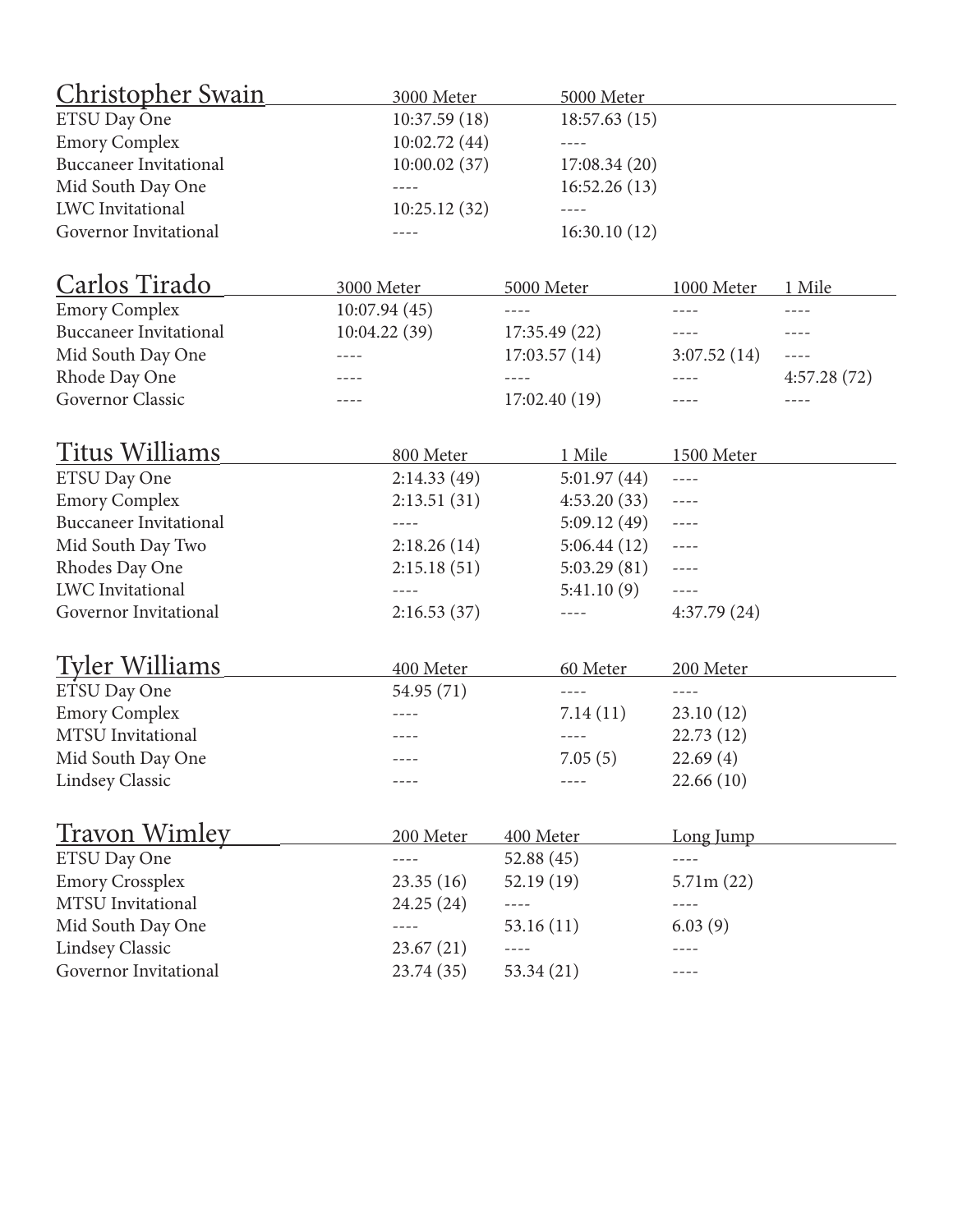| Christopher Swain | 3000 Meter | 5000 Meter |
|---|---|---|
| ETSU Day One | 10:37.59 (18) | 18:57.63 (15) |
| Emory Complex | 10:02.72 (44) | ---- |
| Buccaneer Invitational | 10:00.02 (37) | 17:08.34 (20) |
| Mid South Day One | ---- | 16:52.26 (13) |
| LWC Invitational | 10:25.12 (32) | ---- |
| Governor Invitational | ---- | 16:30.10 (12) |

| Carlos Tirado | 3000 Meter | 5000 Meter | 1000 Meter | 1 Mile |
|---|---|---|---|---|
| Emory Complex | 10:07.94 (45) | ---- | ---- | ---- |
| Buccaneer Invitational | 10:04.22 (39) | 17:35.49 (22) | ---- | ---- |
| Mid South Day One | ---- | 17:03.57 (14) | 3:07.52 (14) | ---- |
| Rhode Day One | ---- | ---- | ---- | 4:57.28 (72) |
| Governor Classic | ---- | 17:02.40 (19) | ---- | ---- |

| Titus Williams | 800 Meter | 1 Mile | 1500 Meter |
|---|---|---|---|
| ETSU Day One | 2:14.33 (49) | 5:01.97 (44) | ---- |
| Emory Complex | 2:13.51 (31) | 4:53.20 (33) | ---- |
| Buccaneer Invitational | ---- | 5:09.12 (49) | ---- |
| Mid South Day Two | 2:18.26 (14) | 5:06.44 (12) | ---- |
| Rhodes Day One | 2:15.18 (51) | 5:03.29 (81) | ---- |
| LWC Invitational | ---- | 5:41.10 (9) | ---- |
| Governor Invitational | 2:16.53 (37) | ---- | 4:37.79 (24) |

| Tyler Williams | 400 Meter | 60 Meter | 200 Meter |
|---|---|---|---|
| ETSU Day One | 54.95 (71) | ---- | ---- |
| Emory Complex | ---- | 7.14 (11) | 23.10 (12) |
| MTSU Invitational | ---- | ---- | 22.73 (12) |
| Mid South Day One | ---- | 7.05 (5) | 22.69 (4) |
| Lindsey Classic | ---- | ---- | 22.66 (10) |

| Travon Wimley | 200 Meter | 400 Meter | Long Jump |
|---|---|---|---|
| ETSU Day One | ---- | 52.88 (45) | ---- |
| Emory Crossplex | 23.35 (16) | 52.19 (19) | 5.71m (22) |
| MTSU Invitational | 24.25 (24) | ---- | ---- |
| Mid South Day One | ---- | 53.16 (11) | 6.03 (9) |
| Lindsey Classic | 23.67 (21) | ---- | ---- |
| Governor Invitational | 23.74 (35) | 53.34 (21) | ---- |